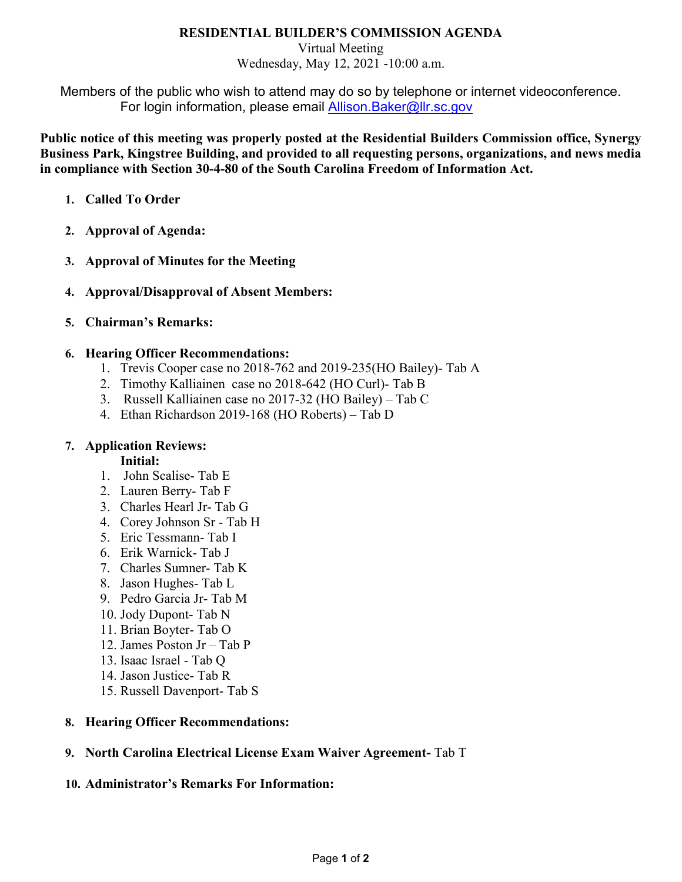# RESIDENTIAL BUILDER'S COMMISSION AGENDA

Virtual Meeting
Wednesday, May 12, 2021 -10:00 a.m.

Members of the public who wish to attend may do so by telephone or internet videoconference. For login information, please email Allison.Baker@llr.sc.gov

**Public notice of this meeting was properly posted at the Residential Builders Commission office, Synergy Business Park, Kingstree Building, and provided to all requesting persons, organizations, and news media in compliance with Section 30-4-80 of the South Carolina Freedom of Information Act.**

1. **Called To Order**

2. **Approval of Agenda:**

3. **Approval of Minutes for the Meeting**

4. **Approval/Disapproval of Absent Members:**

5. **Chairman's Remarks:**

6. **Hearing Officer Recommendations:**
    1. Trevis Cooper case no 2018-762 and 2019-235(HO Bailey)- Tab A
    2. Timothy Kalliainen case no 2018-642 (HO Curl)- Tab B
    3. Russell Kalliainen case no 2017-32 (HO Bailey) – Tab C
    4. Ethan Richardson 2019-168 (HO Roberts) – Tab D

7. **Application Reviews:**

    **Initial:**
    1. John Scalise- Tab E
    2. Lauren Berry- Tab F
    3. Charles Hearl Jr- Tab G
    4. Corey Johnson Sr - Tab H
    5. Eric Tessmann- Tab I
    6. Erik Warnick- Tab J
    7. Charles Sumner- Tab K
    8. Jason Hughes- Tab L
    9. Pedro Garcia Jr- Tab M
    10. Jody Dupont- Tab N
    11. Brian Boyter- Tab O
    12. James Poston Jr – Tab P
    13. Isaac Israel - Tab Q
    14. Jason Justice- Tab R
    15. Russell Davenport- Tab S

8. **Hearing Officer Recommendations:**

9. **North Carolina Electrical License Exam Waiver Agreement-** Tab T

10. **Administrator's Remarks For Information:**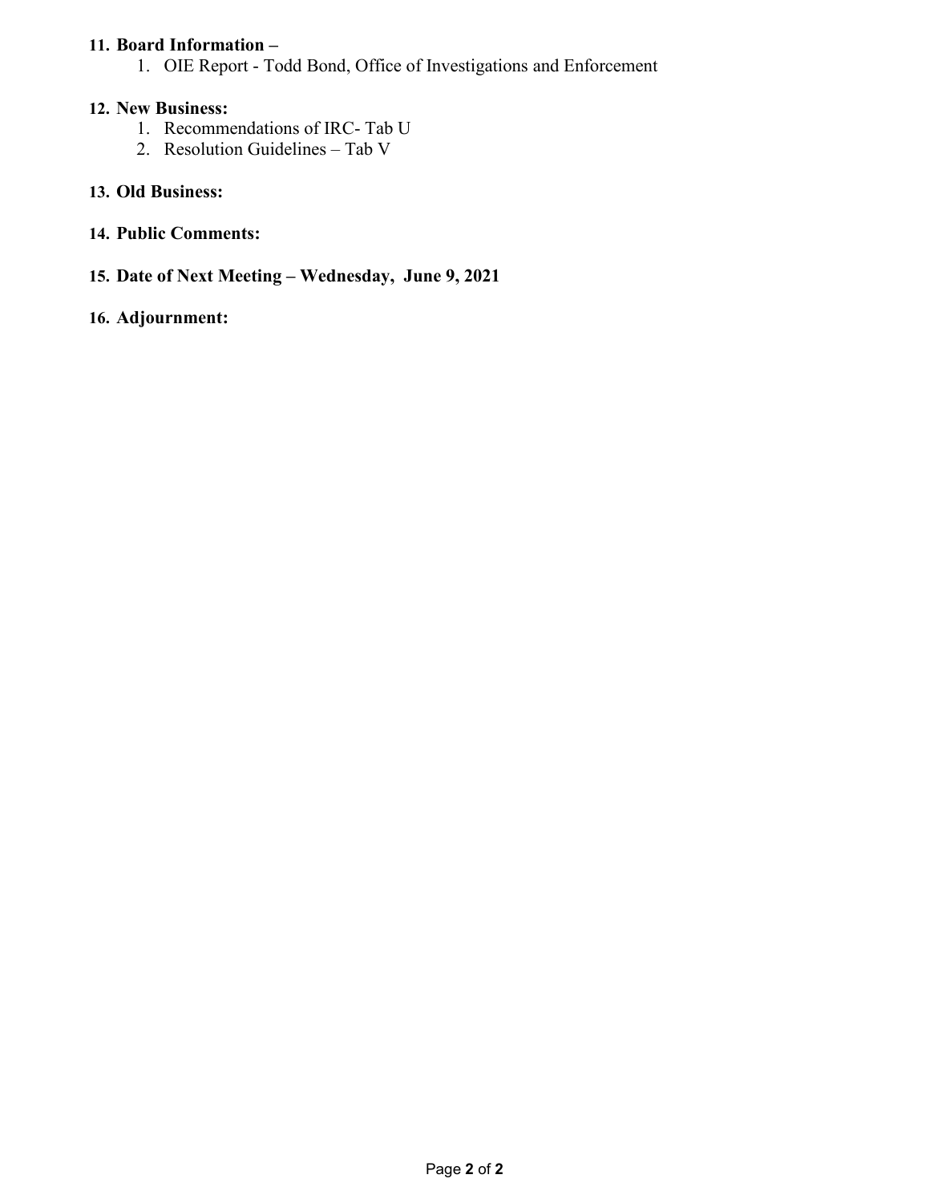**11. Board Information –**

1. OIE Report - Todd Bond, Office of Investigations and Enforcement

**12. New Business:**

1. Recommendations of IRC- Tab U
2. Resolution Guidelines – Tab V

**13. Old Business:**

**14. Public Comments:**

**15. Date of Next Meeting – Wednesday, June 9, 2021**

**16. Adjournment:**